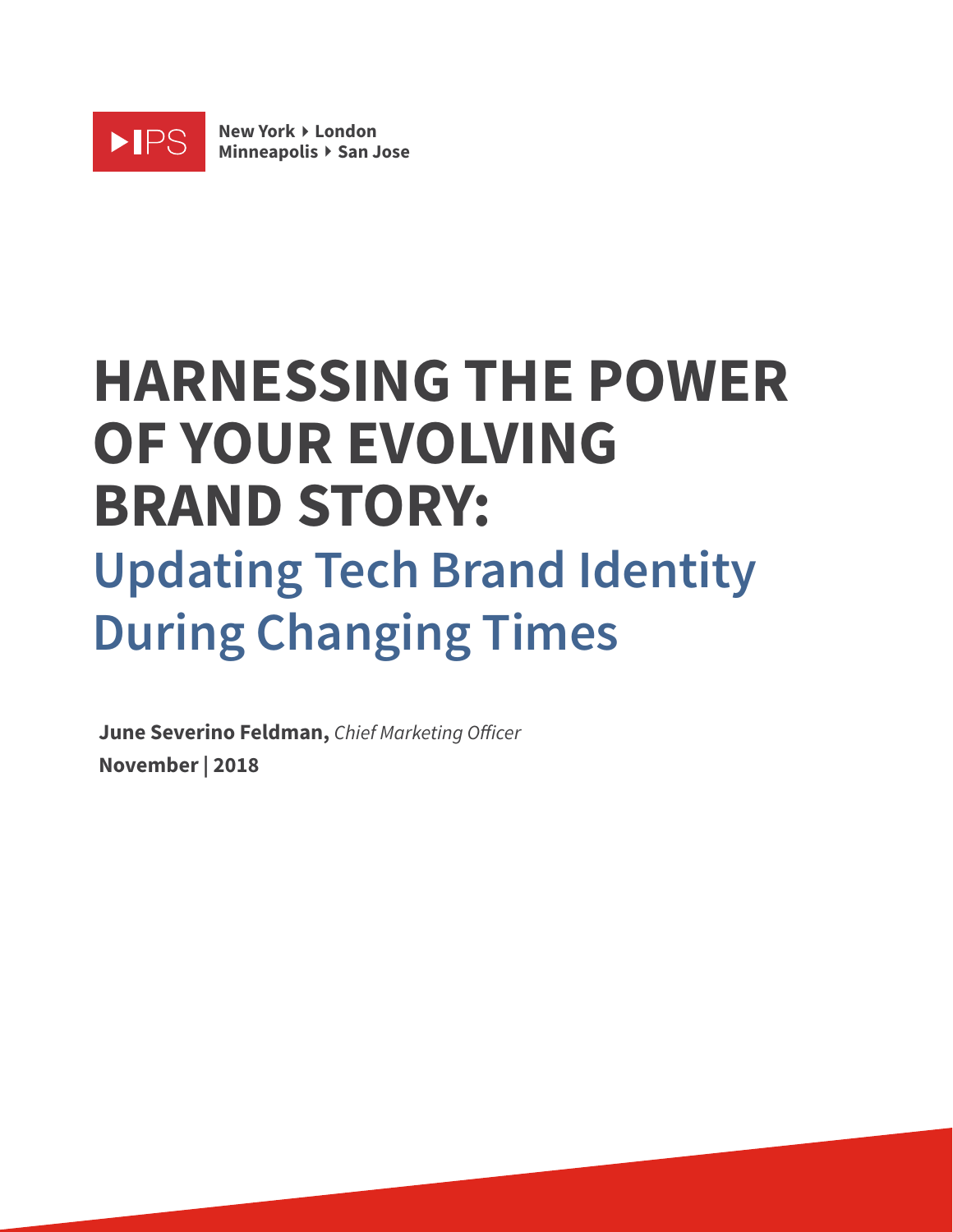IPS

**New York ▸ London**
**Minneapolis ▸ San Jose**

# HARNESSING THE POWER OF YOUR EVOLVING BRAND STORY:

## Updating Tech Brand Identity During Changing Times

**June Severino Feldman,** *Chief Marketing Officer*
**November | 2018**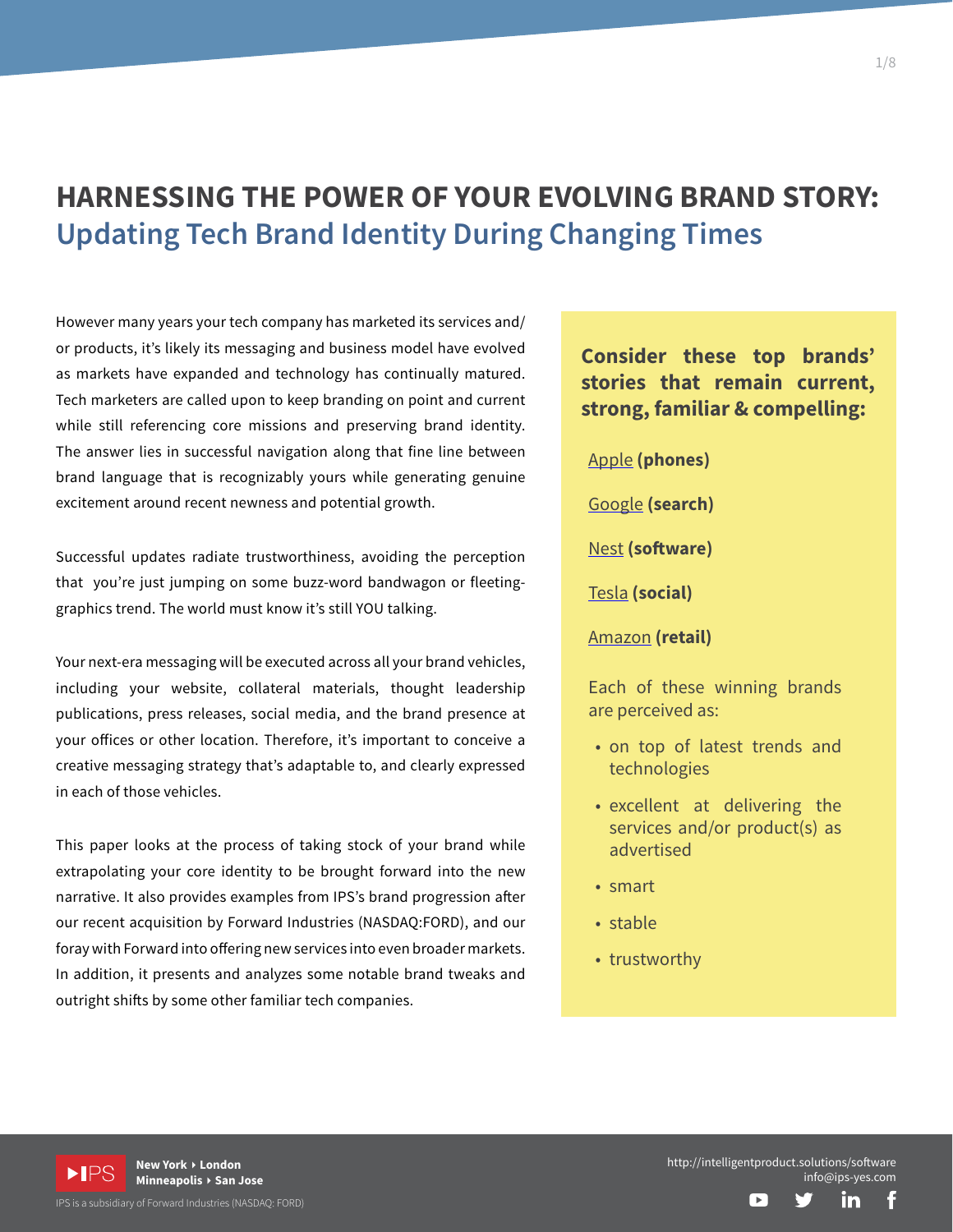# HARNESSING THE POWER OF YOUR EVOLVING BRAND STORY:
## Updating Tech Brand Identity During Changing Times

However many years your tech company has marketed its services and/or products, it's likely its messaging and business model have evolved as markets have expanded and technology has continually matured. Tech marketers are called upon to keep branding on point and current while still referencing core missions and preserving brand identity. The answer lies in successful navigation along that fine line between brand language that is recognizably yours while generating genuine excitement around recent newness and potential growth.

Successful updates radiate trustworthiness, avoiding the perception that you're just jumping on some buzz-word bandwagon or fleeting-graphics trend. The world must know it's still YOU talking.

Your next-era messaging will be executed across all your brand vehicles, including your website, collateral materials, thought leadership publications, press releases, social media, and the brand presence at your offices or other location. Therefore, it's important to conceive a creative messaging strategy that's adaptable to, and clearly expressed in each of those vehicles.

This paper looks at the process of taking stock of your brand while extrapolating your core identity to be brought forward into the new narrative. It also provides examples from IPS's brand progression after our recent acquisition by Forward Industries (NASDAQ:FORD), and our foray with Forward into offering new services into even broader markets. In addition, it presents and analyzes some notable brand tweaks and outright shifts by some other familiar tech companies.

**Consider these top brands' stories that remain current, strong, familiar & compelling:**

Apple **(phones)**

Google **(search)**

Nest **(software)**

Tesla **(social)**

Amazon **(retail)**

Each of these winning brands are perceived as:

- on top of latest trends and technologies
- excellent at delivering the services and/or product(s) as advertised
- smart
- stable
- trustworthy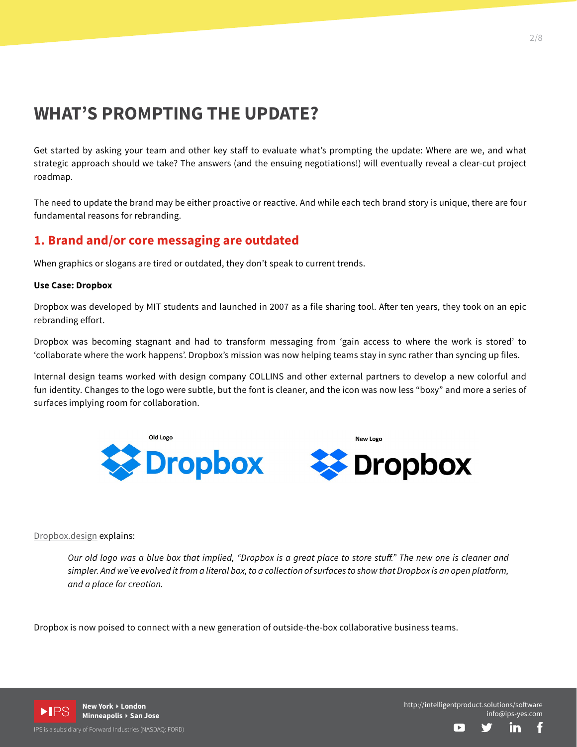# WHAT'S PROMPTING THE UPDATE?

Get started by asking your team and other key staff to evaluate what's prompting the update: Where are we, and what strategic approach should we take? The answers (and the ensuing negotiations!) will eventually reveal a clear-cut project roadmap.

The need to update the brand may be either proactive or reactive. And while each tech brand story is unique, there are four fundamental reasons for rebranding.

## 1. Brand and/or core messaging are outdated

When graphics or slogans are tired or outdated, they don't speak to current trends.

**Use Case: Dropbox**

Dropbox was developed by MIT students and launched in 2007 as a file sharing tool. After ten years, they took on an epic rebranding effort.

Dropbox was becoming stagnant and had to transform messaging from 'gain access to where the work is stored' to 'collaborate where the work happens'. Dropbox's mission was now helping teams stay in sync rather than syncing up files.

Internal design teams worked with design company COLLINS and other external partners to develop a new colorful and fun identity. Changes to the logo were subtle, but the font is cleaner, and the icon was now less "boxy" and more a series of surfaces implying room for collaboration.

Old Logo

New Logo

Dropbox.design explains:

> *Our old logo was a blue box that implied, "Dropbox is a great place to store stuff." The new one is cleaner and simpler. And we've evolved it from a literal box, to a collection of surfaces to show that Dropbox is an open platform, and a place for creation.*

Dropbox is now poised to connect with a new generation of outside-the-box collaborative business teams.

IPS — New York ▸ London, Minneapolis ▸ San Jose

IPS is a subsidiary of Forward Industries (NASDAQ: FORD)

http://intelligentproduct.solutions/software
info@ips-yes.com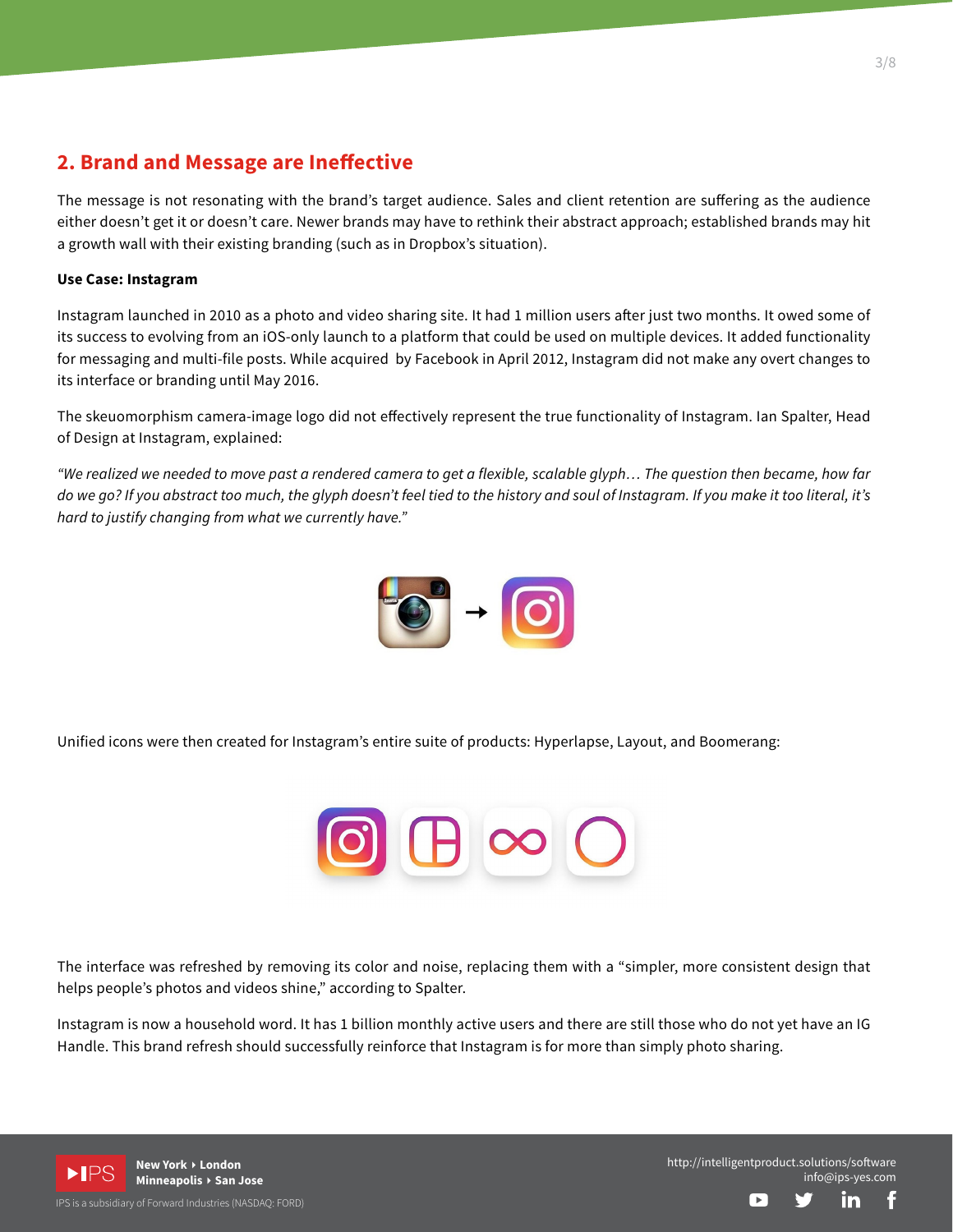## 2. Brand and Message are Ineffective

The message is not resonating with the brand's target audience. Sales and client retention are suffering as the audience either doesn't get it or doesn't care. Newer brands may have to rethink their abstract approach; established brands may hit a growth wall with their existing branding (such as in Dropbox's situation).

**Use Case: Instagram**

Instagram launched in 2010 as a photo and video sharing site. It had 1 million users after just two months. It owed some of its success to evolving from an iOS-only launch to a platform that could be used on multiple devices. It added functionality for messaging and multi-file posts. While acquired by Facebook in April 2012, Instagram did not make any overt changes to its interface or branding until May 2016.

The skeuomorphism camera-image logo did not effectively represent the true functionality of Instagram. Ian Spalter, Head of Design at Instagram, explained:

*"We realized we needed to move past a rendered camera to get a flexible, scalable glyph… The question then became, how far do we go? If you abstract too much, the glyph doesn't feel tied to the history and soul of Instagram. If you make it too literal, it's hard to justify changing from what we currently have."*

Unified icons were then created for Instagram's entire suite of products: Hyperlapse, Layout, and Boomerang:

The interface was refreshed by removing its color and noise, replacing them with a "simpler, more consistent design that helps people's photos and videos shine," according to Spalter.

Instagram is now a household word. It has 1 billion monthly active users and there are still those who do not yet have an IG Handle. This brand refresh should successfully reinforce that Instagram is for more than simply photo sharing.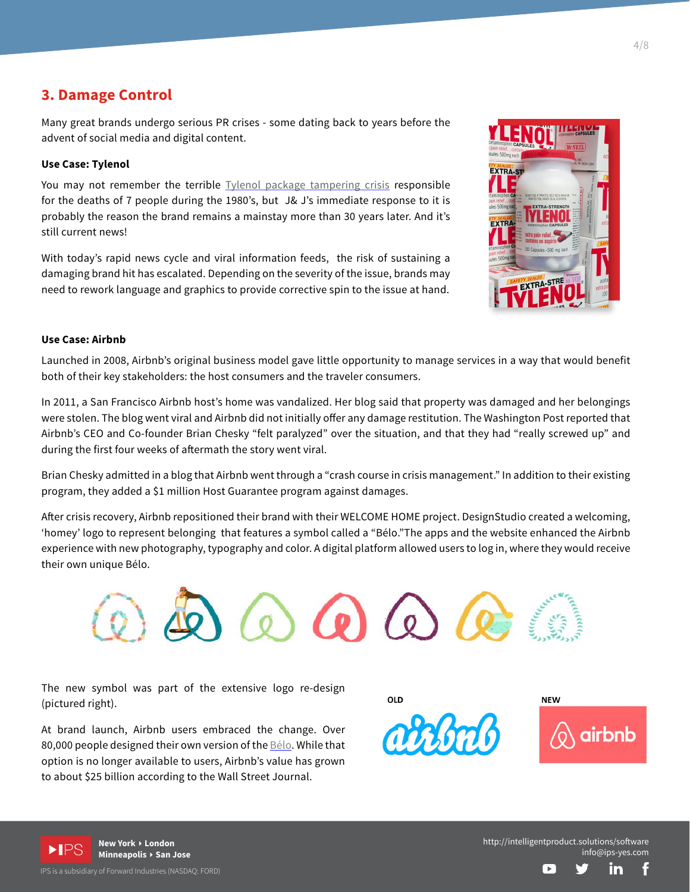## 3. Damage Control

Many great brands undergo serious PR crises - some dating back to years before the advent of social media and digital content.

**Use Case: Tylenol**

You may not remember the terrible Tylenol package tampering crisis responsible for the deaths of 7 people during the 1980's, but J& J's immediate response to it is probably the reason the brand remains a mainstay more than 30 years later. And it's still current news!

With today's rapid news cycle and viral information feeds, the risk of sustaining a damaging brand hit has escalated. Depending on the severity of the issue, brands may need to rework language and graphics to provide corrective spin to the issue at hand.

**Use Case: Airbnb**

Launched in 2008, Airbnb's original business model gave little opportunity to manage services in a way that would benefit both of their key stakeholders: the host consumers and the traveler consumers.

In 2011, a San Francisco Airbnb host's home was vandalized. Her blog said that property was damaged and her belongings were stolen. The blog went viral and Airbnb did not initially offer any damage restitution. The Washington Post reported that Airbnb's CEO and Co-founder Brian Chesky "felt paralyzed" over the situation, and that they had "really screwed up" and during the first four weeks of aftermath the story went viral.

Brian Chesky admitted in a blog that Airbnb went through a "crash course in crisis management." In addition to their existing program, they added a $1 million Host Guarantee program against damages.

After crisis recovery, Airbnb repositioned their brand with their WELCOME HOME project. DesignStudio created a welcoming, 'homey' logo to represent belonging that features a symbol called a "Bélo."The apps and the website enhanced the Airbnb experience with new photography, typography and color. A digital platform allowed users to log in, where they would receive their own unique Bélo.

The new symbol was part of the extensive logo re-design (pictured right).

At brand launch, Airbnb users embraced the change. Over 80,000 people designed their own version of the Bélo. While that option is no longer available to users, Airbnb's value has grown to about $25 billion according to the Wall Street Journal.

OLD

NEW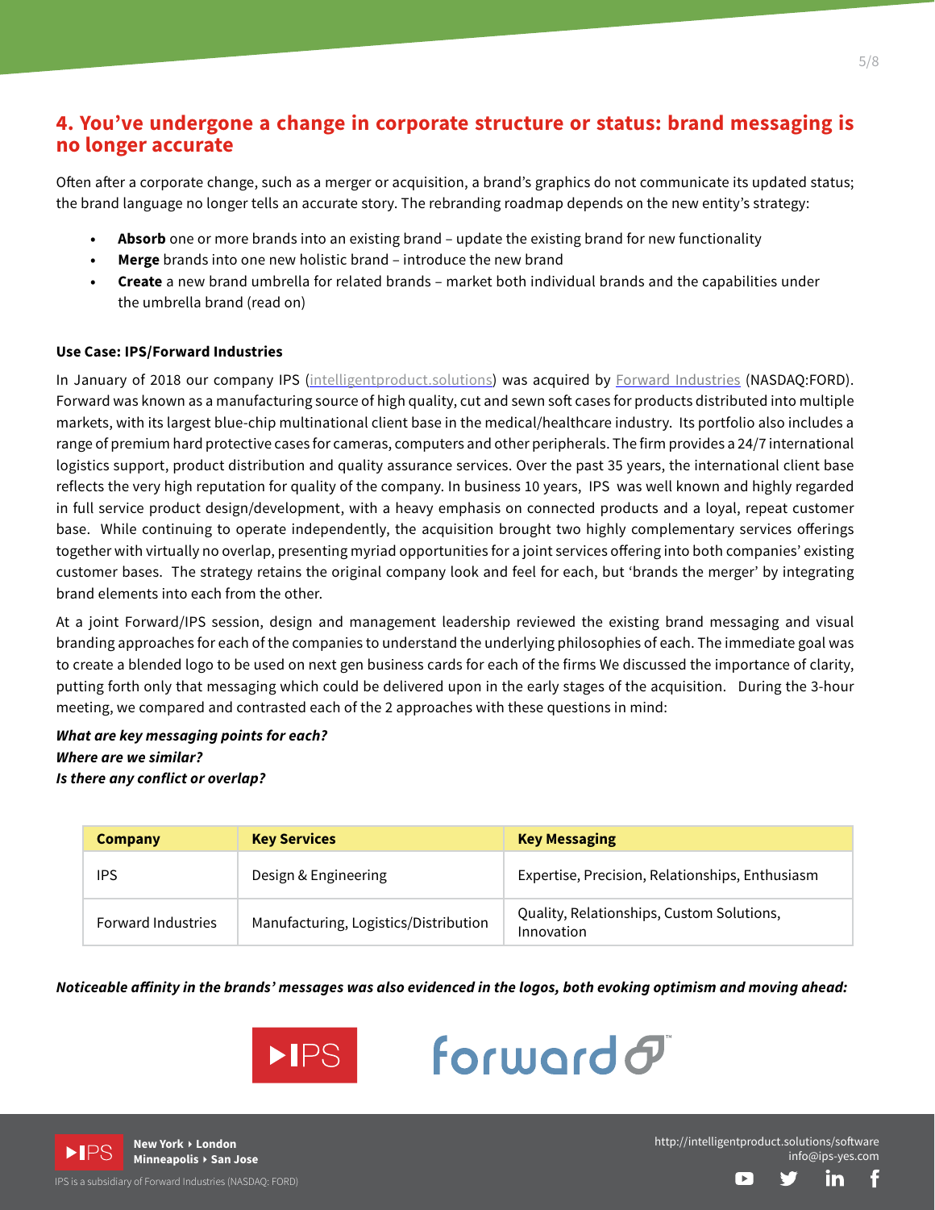## 4. You've undergone a change in corporate structure or status: brand messaging is no longer accurate

Often after a corporate change, such as a merger or acquisition, a brand's graphics do not communicate its updated status; the brand language no longer tells an accurate story. The rebranding roadmap depends on the new entity's strategy:

- **Absorb** one or more brands into an existing brand – update the existing brand for new functionality
- **Merge** brands into one new holistic brand – introduce the new brand
- **Create** a new brand umbrella for related brands – market both individual brands and the capabilities under the umbrella brand (read on)

**Use Case: IPS/Forward Industries**

In January of 2018 our company IPS (intelligentproduct.solutions) was acquired by Forward Industries (NASDAQ:FORD). Forward was known as a manufacturing source of high quality, cut and sewn soft cases for products distributed into multiple markets, with its largest blue-chip multinational client base in the medical/healthcare industry. Its portfolio also includes a range of premium hard protective cases for cameras, computers and other peripherals. The firm provides a 24/7 international logistics support, product distribution and quality assurance services. Over the past 35 years, the international client base reflects the very high reputation for quality of the company. In business 10 years, IPS was well known and highly regarded in full service product design/development, with a heavy emphasis on connected products and a loyal, repeat customer base. While continuing to operate independently, the acquisition brought two highly complementary services offerings together with virtually no overlap, presenting myriad opportunities for a joint services offering into both companies' existing customer bases. The strategy retains the original company look and feel for each, but 'brands the merger' by integrating brand elements into each from the other.

At a joint Forward/IPS session, design and management leadership reviewed the existing brand messaging and visual branding approaches for each of the companies to understand the underlying philosophies of each. The immediate goal was to create a blended logo to be used on next gen business cards for each of the firms We discussed the importance of clarity, putting forth only that messaging which could be delivered upon in the early stages of the acquisition. During the 3-hour meeting, we compared and contrasted each of the 2 approaches with these questions in mind:

***What are key messaging points for each?***
***Where are we similar?***
***Is there any conflict or overlap?***

| Company | Key Services | Key Messaging |
|---|---|---|
| IPS | Design & Engineering | Expertise, Precision, Relationships, Enthusiasm |
| Forward Industries | Manufacturing, Logistics/Distribution | Quality, Relationships, Custom Solutions, Innovation |

***Noticeable affinity in the brands' messages was also evidenced in the logos, both evoking optimism and moving ahead:***

▶IPS    forward™

IPS is a subsidiary of Forward Industries (NASDAQ: FORD)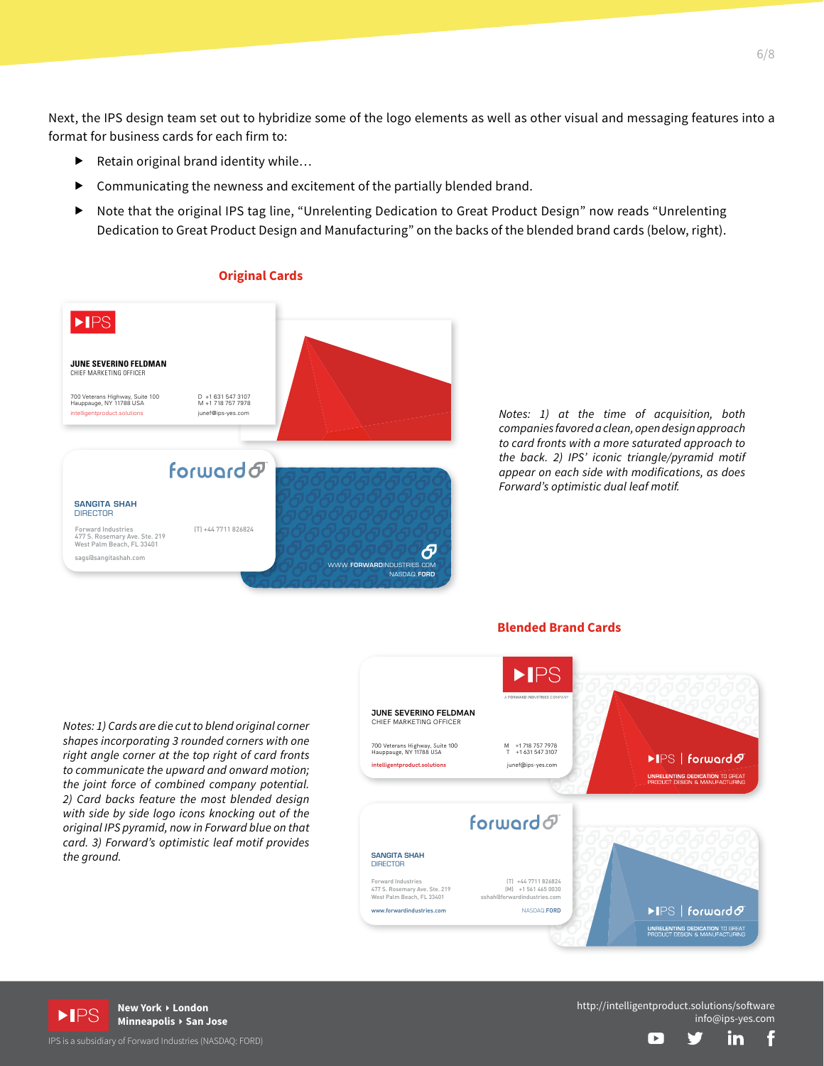Next, the IPS design team set out to hybridize some of the logo elements as well as other visual and messaging features into a format for business cards for each firm to:

- Retain original brand identity while…
- Communicating the newness and excitement of the partially blended brand.
- Note that the original IPS tag line, “Unrelenting Dedication to Great Product Design” now reads “Unrelenting Dedication to Great Product Design and Manufacturing” on the backs of the blended brand cards (below, right).

## Original Cards

*Notes: 1) at the time of acquisition, both companies favored a clean, open design approach to card fronts with a more saturated approach to the back. 2) IPS’ iconic triangle/pyramid motif appear on each side with modifications, as does Forward’s optimistic dual leaf motif.*

## Blended Brand Cards

*Notes: 1) Cards are die cut to blend original corner shapes incorporating 3 rounded corners with one right angle corner at the top right of card fronts to communicate the upward and onward motion; the joint force of combined company potential. 2) Card backs feature the most blended design with side by side logo icons knocking out of the original IPS pyramid, now in Forward blue on that card. 3) Forward’s optimistic leaf motif provides the ground.*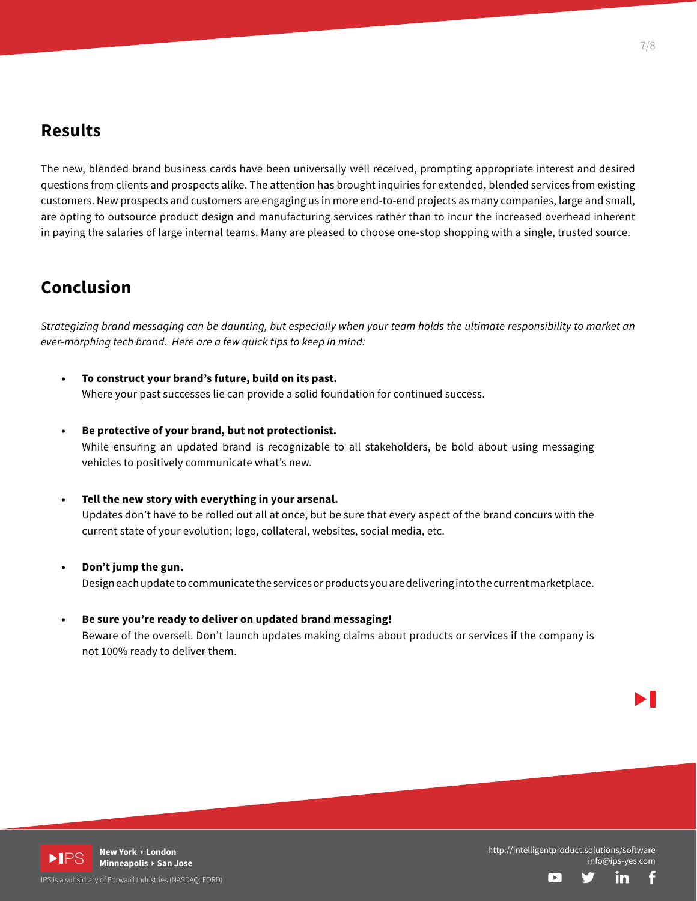## Results

The new, blended brand business cards have been universally well received, prompting appropriate interest and desired questions from clients and prospects alike. The attention has brought inquiries for extended, blended services from existing customers. New prospects and customers are engaging us in more end-to-end projects as many companies, large and small, are opting to outsource product design and manufacturing services rather than to incur the increased overhead inherent in paying the salaries of large internal teams. Many are pleased to choose one-stop shopping with a single, trusted source.

## Conclusion

*Strategizing brand messaging can be daunting, but especially when your team holds the ultimate responsibility to market an ever-morphing tech brand. Here are a few quick tips to keep in mind:*

- **To construct your brand's future, build on its past.**
  Where your past successes lie can provide a solid foundation for continued success.

- **Be protective of your brand, but not protectionist.**
  While ensuring an updated brand is recognizable to all stakeholders, be bold about using messaging vehicles to positively communicate what's new.

- **Tell the new story with everything in your arsenal.**
  Updates don't have to be rolled out all at once, but be sure that every aspect of the brand concurs with the current state of your evolution; logo, collateral, websites, social media, etc.

- **Don't jump the gun.**
  Design each update to communicate the services or products you are delivering into the current marketplace.

- **Be sure you're ready to deliver on updated brand messaging!**
  Beware of the oversell. Don't launch updates making claims about products or services if the company is not 100% ready to deliver them.

IPS

**New York ▸ London**
**Minneapolis ▸ San Jose**

IPS is a subsidiary of Forward Industries (NASDAQ: FORD)

http://intelligentproduct.solutions/software
info@ips-yes.com